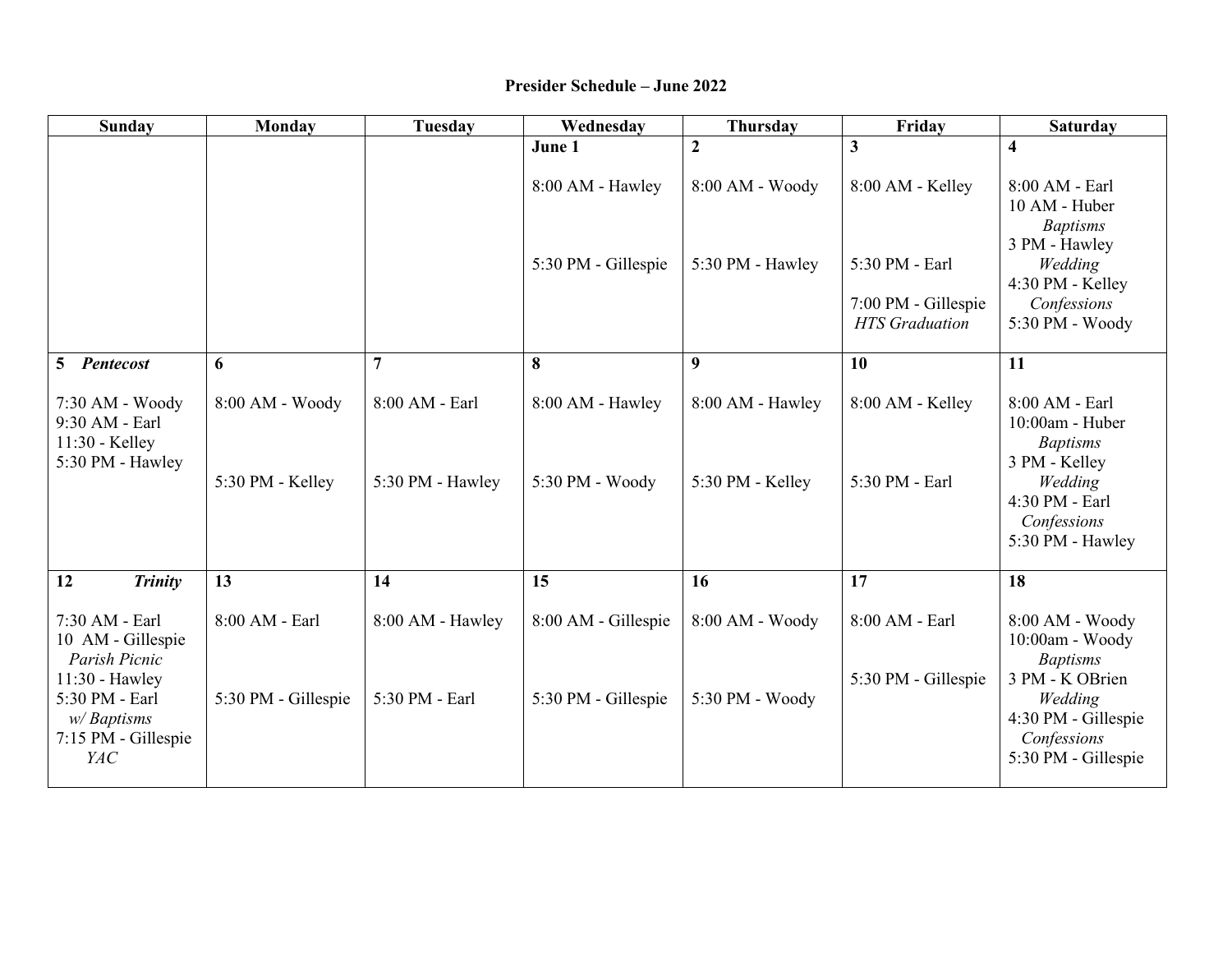**Presider Schedule – June 2022**

| Sunday | Monday | Tuesday | Wednesday | Thursday | Friday | Saturday |
|---|---|---|---|---|---|---|
| | | | **June 1**<br><br>8:00 AM - Hawley<br><br>5:30 PM - Gillespie | **2**<br><br>8:00 AM - Woody<br><br>5:30 PM - Hawley | **3**<br><br>8:00 AM - Kelley<br><br>5:30 PM - Earl<br><br>7:00 PM - Gillespie<br>*HTS Graduation* | **4**<br><br>8:00 AM - Earl<br>10 AM - Huber<br>*Baptisms*<br>3 PM - Hawley<br>*Wedding*<br>4:30 PM - Kelley<br>*Confessions*<br>5:30 PM - Woody |
| **5** ***Pentecost***<br><br>7:30 AM - Woody<br>9:30 AM - Earl<br>11:30 - Kelley<br>5:30 PM - Hawley | **6**<br><br>8:00 AM - Woody<br><br>5:30 PM - Kelley | **7**<br><br>8:00 AM - Earl<br><br>5:30 PM - Hawley | **8**<br><br>8:00 AM - Hawley<br><br>5:30 PM - Woody | **9**<br><br>8:00 AM - Hawley<br><br>5:30 PM - Kelley | **10**<br><br>8:00 AM - Kelley<br><br>5:30 PM - Earl | **11**<br><br>8:00 AM - Earl<br>10:00am - Huber<br>*Baptisms*<br>3 PM - Kelley<br>*Wedding*<br>4:30 PM - Earl<br>*Confessions*<br>5:30 PM - Hawley |
| **12** ***Trinity***<br><br>7:30 AM - Earl<br>10 AM - Gillespie<br>*Parish Picnic*<br>11:30 - Hawley<br>5:30 PM - Earl<br>*w/ Baptisms*<br>7:15 PM - Gillespie<br>*YAC* | **13**<br><br>8:00 AM - Earl<br><br>5:30 PM - Gillespie | **14**<br><br>8:00 AM - Hawley<br><br>5:30 PM - Earl | **15**<br><br>8:00 AM - Gillespie<br><br>5:30 PM - Gillespie | **16**<br><br>8:00 AM - Woody<br><br>5:30 PM - Woody | **17**<br><br>8:00 AM - Earl<br><br>5:30 PM - Gillespie | **18**<br><br>8:00 AM - Woody<br>10:00am - Woody<br>*Baptisms*<br>3 PM - K OBrien<br>*Wedding*<br>4:30 PM - Gillespie<br>*Confessions*<br>5:30 PM - Gillespie |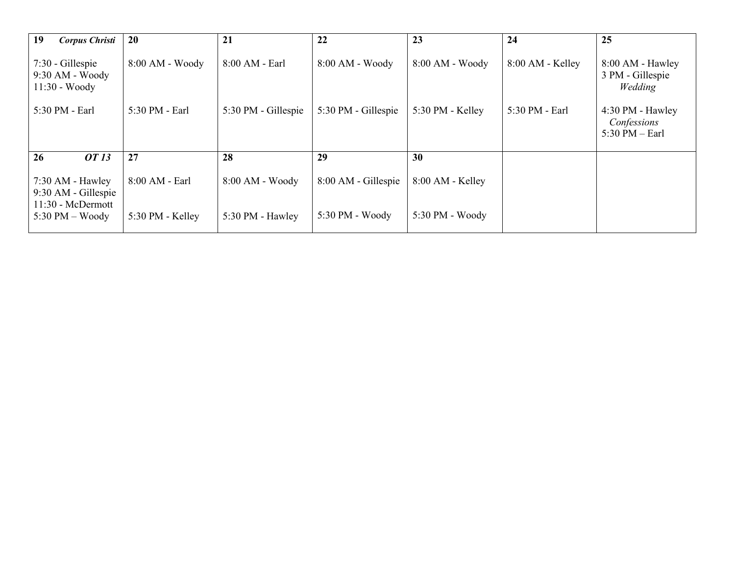| | | | | | | |
|---|---|---|---|---|---|---|
| **19** ***Corpus Christi***<br><br>7:30 - Gillespie<br>9:30 AM - Woody<br>11:30 - Woody<br><br>5:30 PM - Earl | **20**<br><br>8:00 AM - Woody<br><br>5:30 PM - Earl | **21**<br><br>8:00 AM - Earl<br><br>5:30 PM - Gillespie | **22**<br><br>8:00 AM - Woody<br><br>5:30 PM - Gillespie | **23**<br><br>8:00 AM - Woody<br><br>5:30 PM - Kelley | **24**<br><br>8:00 AM - Kelley<br><br>5:30 PM - Earl | **25**<br><br>8:00 AM - Hawley<br>3 PM - Gillespie<br>*Wedding*<br><br>4:30 PM - Hawley<br>*Confessions*<br>5:30 PM – Earl |
| **26** ***OT 13***<br><br>7:30 AM - Hawley<br>9:30 AM - Gillespie<br>11:30 - McDermott<br>5:30 PM – Woody | **27**<br><br>8:00 AM - Earl<br><br>5:30 PM - Kelley | **28**<br><br>8:00 AM - Woody<br><br>5:30 PM - Hawley | **29**<br><br>8:00 AM - Gillespie<br><br>5:30 PM - Woody | **30**<br><br>8:00 AM - Kelley<br><br>5:30 PM - Woody | | |